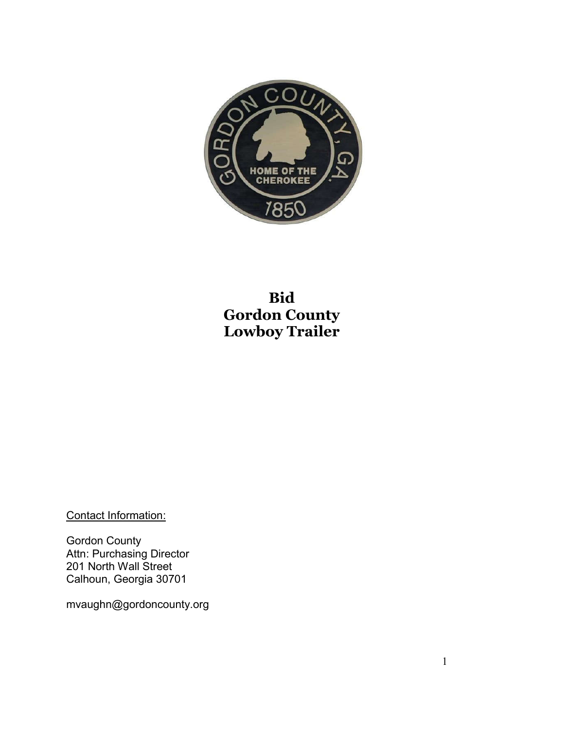# Bid
# Gordon County
# Lowboy Trailer

Contact Information:

Gordon County
Attn: Purchasing Director
201 North Wall Street
Calhoun, Georgia 30701

mvaughn@gordoncounty.org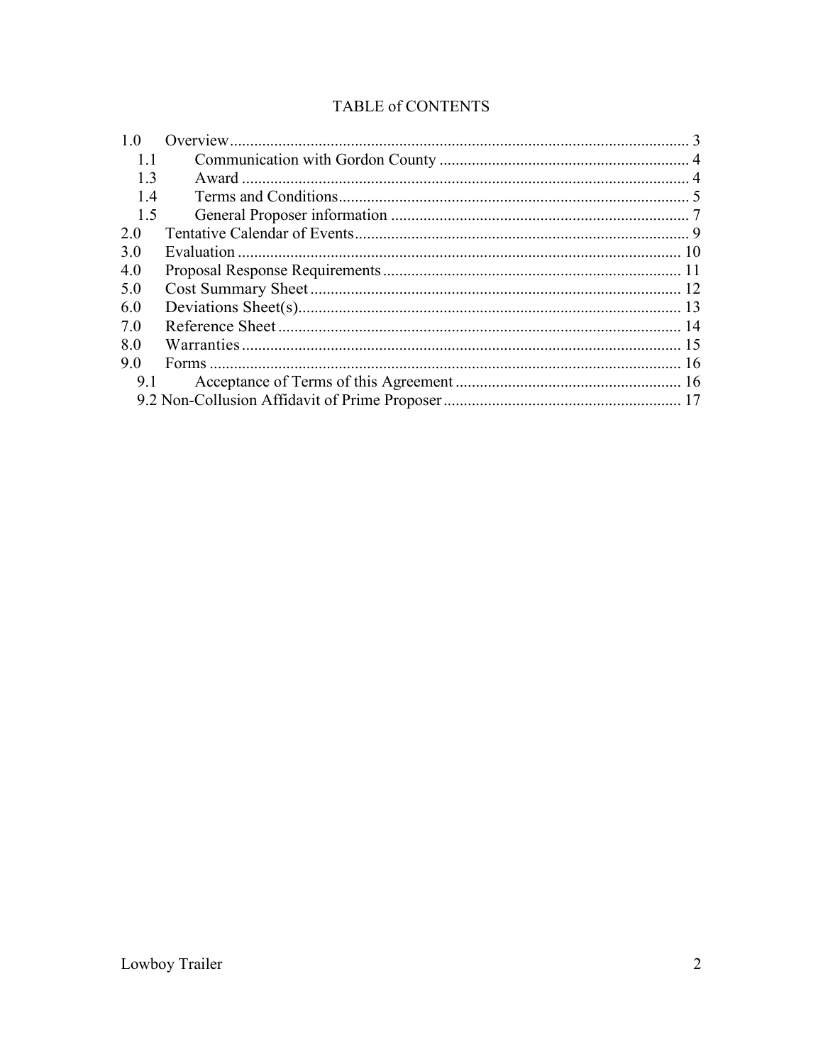# TABLE of CONTENTS

- 1.0 Overview ........................................................................ 3
  - 1.1 Communication with Gordon County ........................................ 4
  - 1.3 Award ........................................................................ 4
  - 1.4 Terms and Conditions ........................................................ 5
  - 1.5 General Proposer information ............................................. 7
- 2.0 Tentative Calendar of Events ................................................ 9
- 3.0 Evaluation ...................................................................... 10
- 4.0 Proposal Response Requirements ............................................ 11
- 5.0 Cost Summary Sheet .......................................................... 12
- 6.0 Deviations Sheet(s) ........................................................... 13
- 7.0 Reference Sheet ................................................................ 14
- 8.0 Warranties ...................................................................... 15
- 9.0 Forms ............................................................................ 16
  - 9.1 Acceptance of Terms of this Agreement .................................. 16
  - 9.2 Non-Collusion Affidavit of Prime Proposer ............................... 17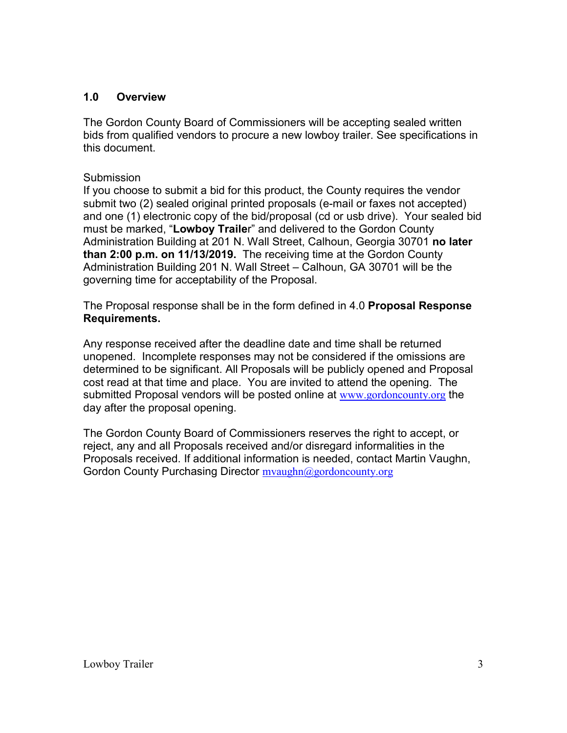## 1.0 Overview

The Gordon County Board of Commissioners will be accepting sealed written bids from qualified vendors to procure a new lowboy trailer. See specifications in this document.

Submission

If you choose to submit a bid for this product, the County requires the vendor submit two (2) sealed original printed proposals (e-mail or faxes not accepted) and one (1) electronic copy of the bid/proposal (cd or usb drive). Your sealed bid must be marked, "**Lowboy Traile**r" and delivered to the Gordon County Administration Building at 201 N. Wall Street, Calhoun, Georgia 30701 **no later than 2:00 p.m. on 11/13/2019.** The receiving time at the Gordon County Administration Building 201 N. Wall Street – Calhoun, GA 30701 will be the governing time for acceptability of the Proposal.

The Proposal response shall be in the form defined in 4.0 **Proposal Response Requirements.**

Any response received after the deadline date and time shall be returned unopened. Incomplete responses may not be considered if the omissions are determined to be significant. All Proposals will be publicly opened and Proposal cost read at that time and place. You are invited to attend the opening. The submitted Proposal vendors will be posted online at www.gordoncounty.org the day after the proposal opening.

The Gordon County Board of Commissioners reserves the right to accept, or reject, any and all Proposals received and/or disregard informalities in the Proposals received. If additional information is needed, contact Martin Vaughn, Gordon County Purchasing Director mvaughn@gordoncounty.org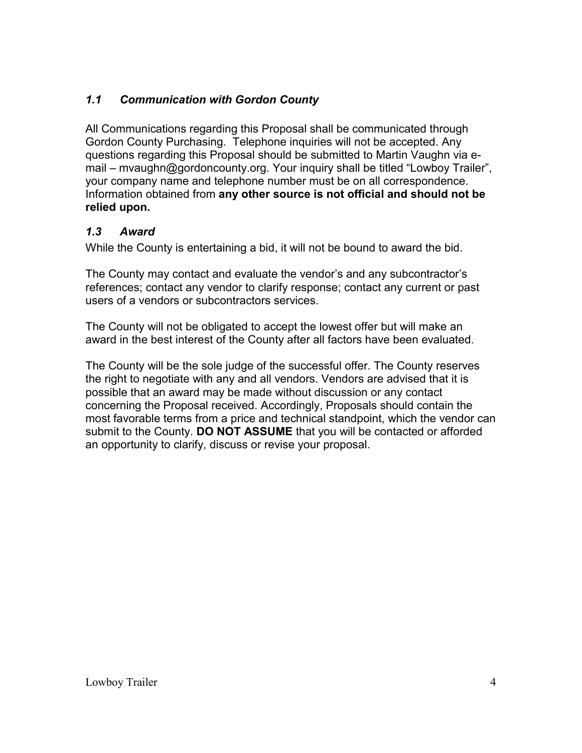### *1.1 Communication with Gordon County*

All Communications regarding this Proposal shall be communicated through Gordon County Purchasing. Telephone inquiries will not be accepted. Any questions regarding this Proposal should be submitted to Martin Vaughn via e-mail – mvaughn@gordoncounty.org. Your inquiry shall be titled "Lowboy Trailer", your company name and telephone number must be on all correspondence. Information obtained from **any other source is not official and should not be relied upon.**

### *1.3 Award*

While the County is entertaining a bid, it will not be bound to award the bid.

The County may contact and evaluate the vendor's and any subcontractor's references; contact any vendor to clarify response; contact any current or past users of a vendors or subcontractors services.

The County will not be obligated to accept the lowest offer but will make an award in the best interest of the County after all factors have been evaluated.

The County will be the sole judge of the successful offer. The County reserves the right to negotiate with any and all vendors. Vendors are advised that it is possible that an award may be made without discussion or any contact concerning the Proposal received. Accordingly, Proposals should contain the most favorable terms from a price and technical standpoint, which the vendor can submit to the County. **DO NOT ASSUME** that you will be contacted or afforded an opportunity to clarify, discuss or revise your proposal.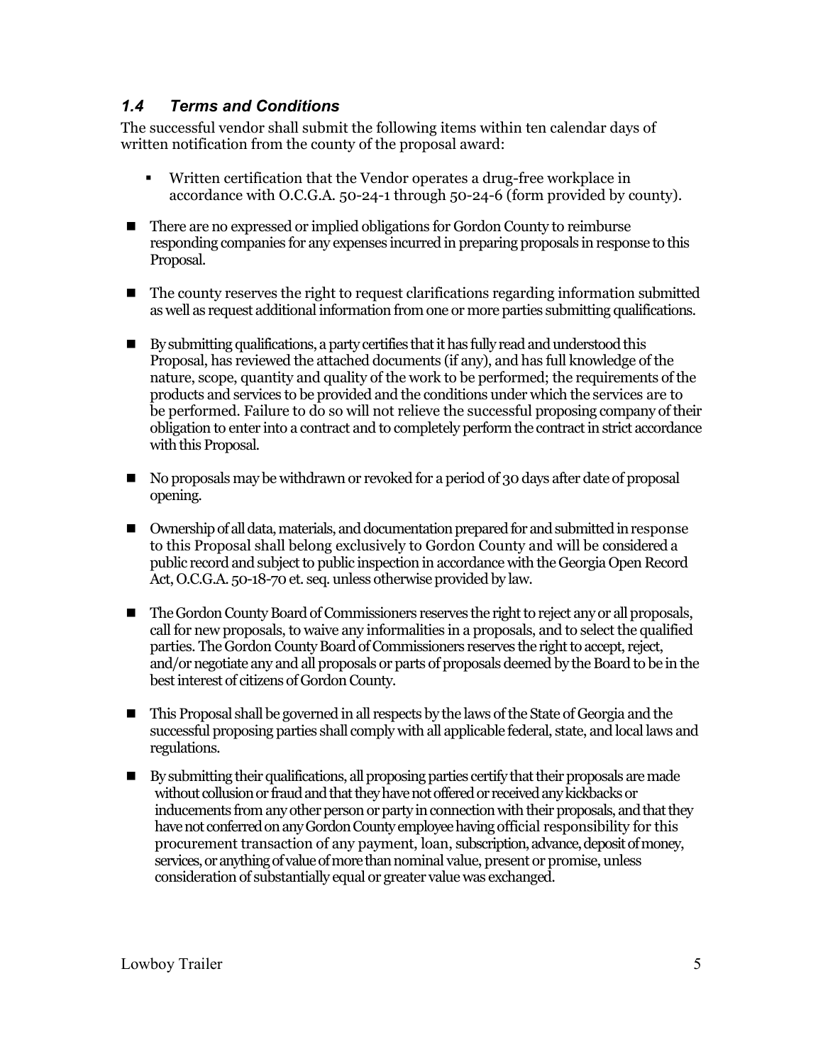### *1.4 Terms and Conditions*

The successful vendor shall submit the following items within ten calendar days of written notification from the county of the proposal award:

- Written certification that the Vendor operates a drug-free workplace in accordance with O.C.G.A. 50-24-1 through 50-24-6 (form provided by county).

- There are no expressed or implied obligations for Gordon County to reimburse responding companies for any expenses incurred in preparing proposals in response to this Proposal.

- The county reserves the right to request clarifications regarding information submitted as well as request additional information from one or more parties submitting qualifications.

- By submitting qualifications, a party certifies that it has fully read and understood this Proposal, has reviewed the attached documents (if any), and has full knowledge of the nature, scope, quantity and quality of the work to be performed; the requirements of the products and services to be provided and the conditions under which the services are to be performed. Failure to do so will not relieve the successful proposing company of their obligation to enter into a contract and to completely perform the contract in strict accordance with this Proposal.

- No proposals may be withdrawn or revoked for a period of 30 days after date of proposal opening.

- Ownership of all data, materials, and documentation prepared for and submitted in response to this Proposal shall belong exclusively to Gordon County and will be considered a public record and subject to public inspection in accordance with the Georgia Open Record Act, O.C.G.A. 50-18-70 et. seq. unless otherwise provided by law.

- The Gordon County Board of Commissioners reserves the right to reject any or all proposals, call for new proposals, to waive any informalities in a proposals, and to select the qualified parties. The Gordon County Board of Commissioners reserves the right to accept, reject, and/or negotiate any and all proposals or parts of proposals deemed by the Board to be in the best interest of citizens of Gordon County.

- This Proposal shall be governed in all respects by the laws of the State of Georgia and the successful proposing parties shall comply with all applicable federal, state, and local laws and regulations.

- By submitting their qualifications, all proposing parties certify that their proposals are made without collusion or fraud and that they have not offered or received any kickbacks or inducements from any other person or party in connection with their proposals, and that they have not conferred on any Gordon County employee having official responsibility for this procurement transaction of any payment, loan, subscription, advance, deposit of money, services, or anything of value of more than nominal value, present or promise, unless consideration of substantially equal or greater value was exchanged.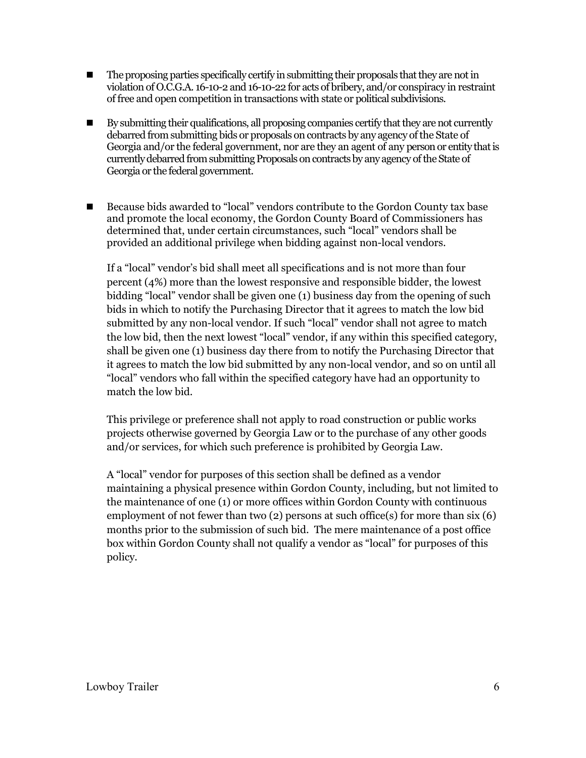- The proposing parties specifically certify in submitting their proposals that they are not in violation of O.C.G.A. 16-10-2 and 16-10-22 for acts of bribery, and/or conspiracy in restraint of free and open competition in transactions with state or political subdivisions.

- By submitting their qualifications, all proposing companies certify that they are not currently debarred from submitting bids or proposals on contracts by any agency of the State of Georgia and/or the federal government, nor are they an agent of any person or entity that is currently debarred from submitting Proposals on contracts by any agency of the State of Georgia or the federal government.

- Because bids awarded to "local" vendors contribute to the Gordon County tax base and promote the local economy, the Gordon County Board of Commissioners has determined that, under certain circumstances, such "local" vendors shall be provided an additional privilege when bidding against non-local vendors.

  If a "local" vendor's bid shall meet all specifications and is not more than four percent (4%) more than the lowest responsive and responsible bidder, the lowest bidding "local" vendor shall be given one (1) business day from the opening of such bids in which to notify the Purchasing Director that it agrees to match the low bid submitted by any non-local vendor. If such "local" vendor shall not agree to match the low bid, then the next lowest "local" vendor, if any within this specified category, shall be given one (1) business day there from to notify the Purchasing Director that it agrees to match the low bid submitted by any non-local vendor, and so on until all "local" vendors who fall within the specified category have had an opportunity to match the low bid.

  This privilege or preference shall not apply to road construction or public works projects otherwise governed by Georgia Law or to the purchase of any other goods and/or services, for which such preference is prohibited by Georgia Law.

  A "local" vendor for purposes of this section shall be defined as a vendor maintaining a physical presence within Gordon County, including, but not limited to the maintenance of one (1) or more offices within Gordon County with continuous employment of not fewer than two (2) persons at such office(s) for more than six (6) months prior to the submission of such bid. The mere maintenance of a post office box within Gordon County shall not qualify a vendor as "local" for purposes of this policy.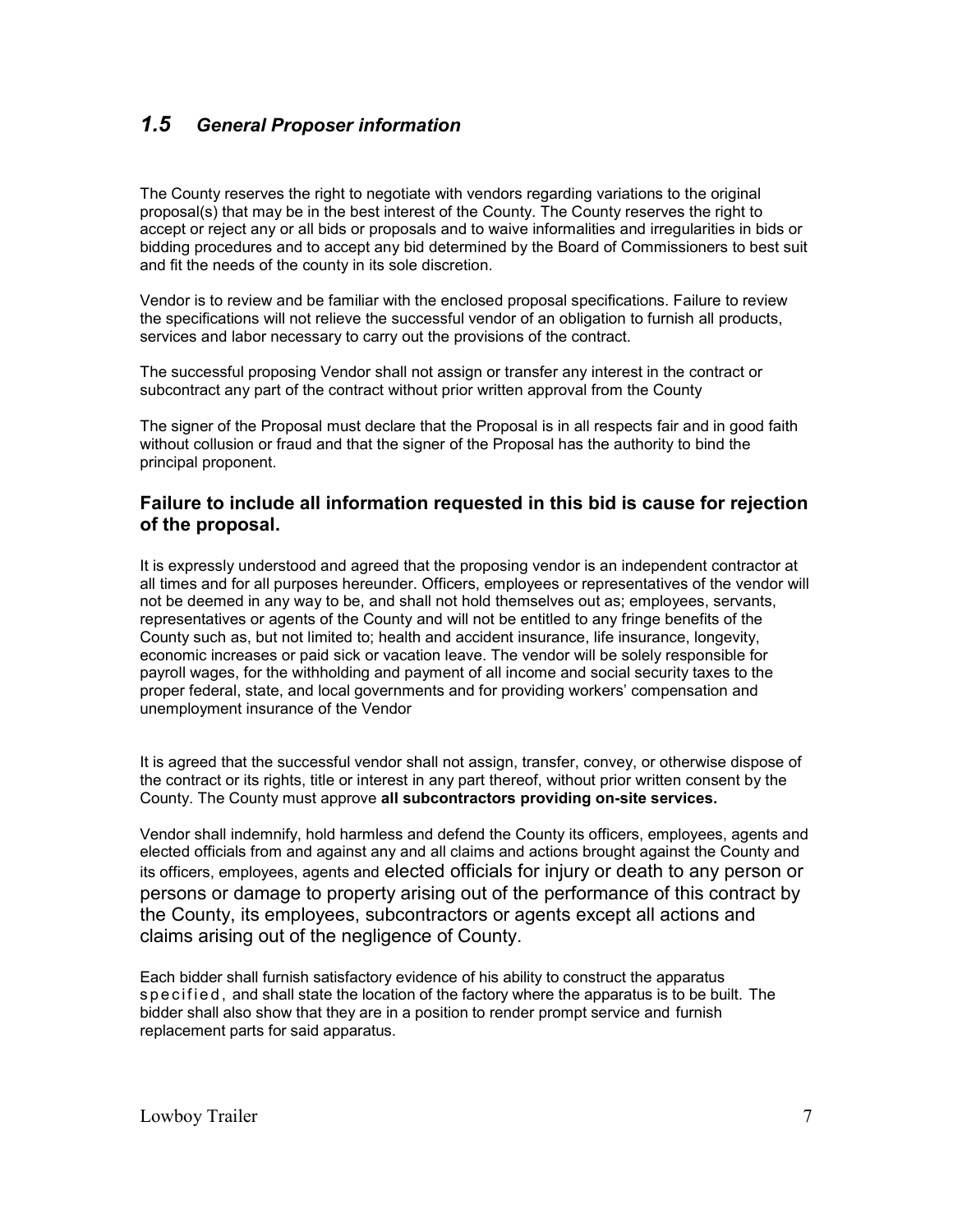## *1.5 General Proposer information*

The County reserves the right to negotiate with vendors regarding variations to the original proposal(s) that may be in the best interest of the County. The County reserves the right to accept or reject any or all bids or proposals and to waive informalities and irregularities in bids or bidding procedures and to accept any bid determined by the Board of Commissioners to best suit and fit the needs of the county in its sole discretion.

Vendor is to review and be familiar with the enclosed proposal specifications. Failure to review the specifications will not relieve the successful vendor of an obligation to furnish all products, services and labor necessary to carry out the provisions of the contract.

The successful proposing Vendor shall not assign or transfer any interest in the contract or subcontract any part of the contract without prior written approval from the County

The signer of the Proposal must declare that the Proposal is in all respects fair and in good faith without collusion or fraud and that the signer of the Proposal has the authority to bind the principal proponent.

### Failure to include all information requested in this bid is cause for rejection of the proposal.

It is expressly understood and agreed that the proposing vendor is an independent contractor at all times and for all purposes hereunder. Officers, employees or representatives of the vendor will not be deemed in any way to be, and shall not hold themselves out as; employees, servants, representatives or agents of the County and will not be entitled to any fringe benefits of the County such as, but not limited to; health and accident insurance, life insurance, longevity, economic increases or paid sick or vacation leave. The vendor will be solely responsible for payroll wages, for the withholding and payment of all income and social security taxes to the proper federal, state, and local governments and for providing workers' compensation and unemployment insurance of the Vendor

It is agreed that the successful vendor shall not assign, transfer, convey, or otherwise dispose of the contract or its rights, title or interest in any part thereof, without prior written consent by the County. The County must approve **all subcontractors providing on-site services.**

Vendor shall indemnify, hold harmless and defend the County its officers, employees, agents and elected officials from and against any and all claims and actions brought against the County and its officers, employees, agents and elected officials for injury or death to any person or persons or damage to property arising out of the performance of this contract by the County, its employees, subcontractors or agents except all actions and claims arising out of the negligence of County.

Each bidder shall furnish satisfactory evidence of his ability to construct the apparatus specified, and shall state the location of the factory where the apparatus is to be built. The bidder shall also show that they are in a position to render prompt service and furnish replacement parts for said apparatus.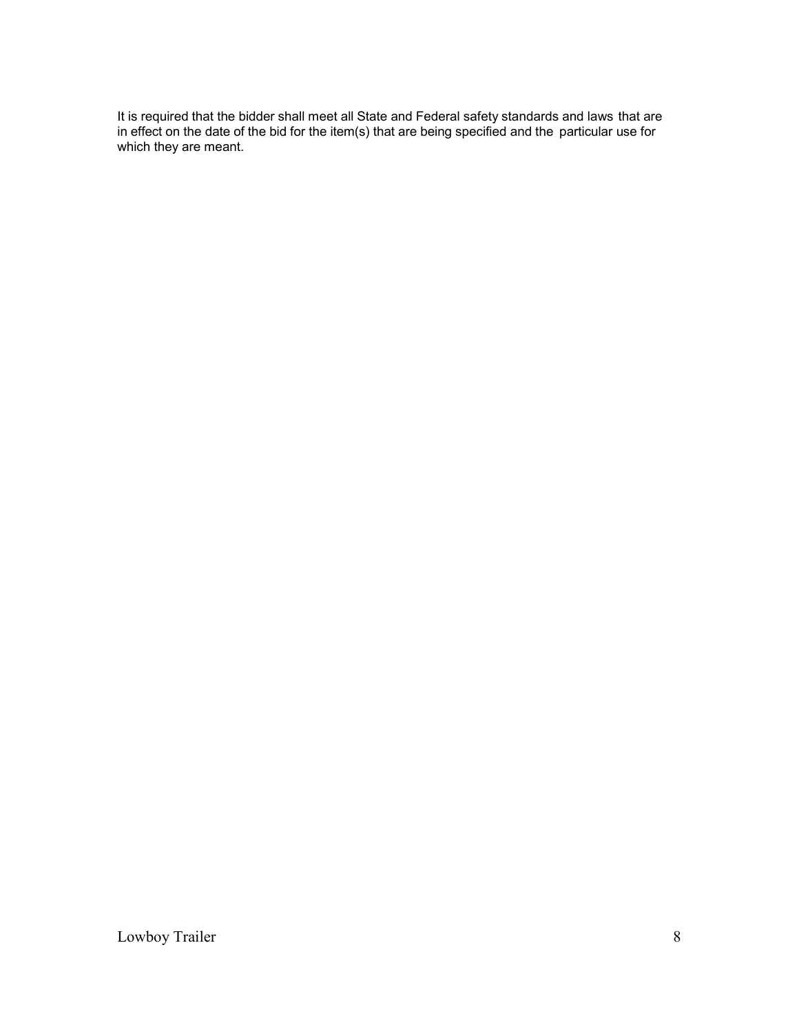It is required that the bidder shall meet all State and Federal safety standards and laws that are in effect on the date of the bid for the item(s) that are being specified and the particular use for which they are meant.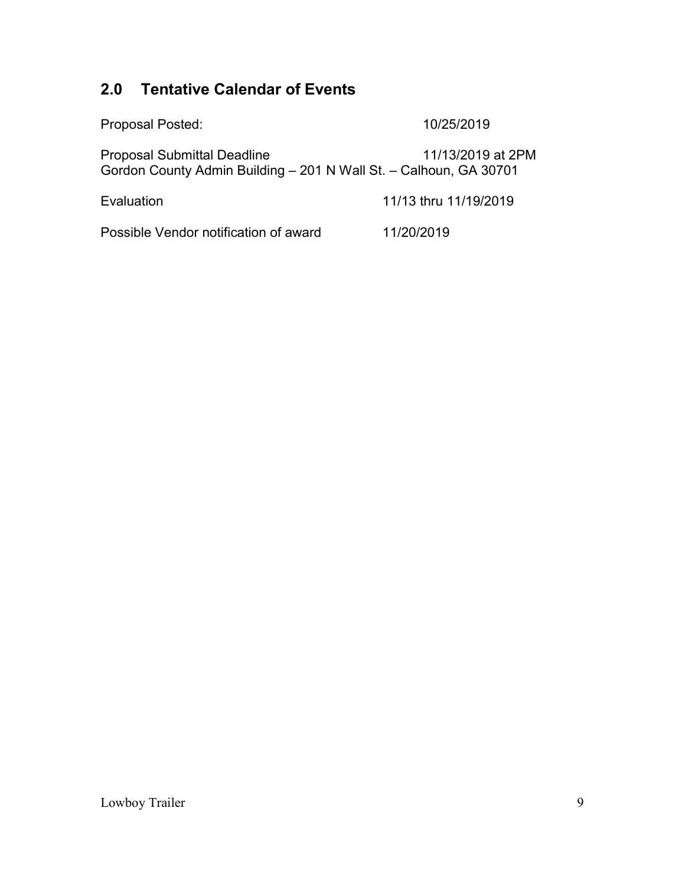## 2.0 Tentative Calendar of Events

| | |
|---|---|
| Proposal Posted: | 10/25/2019 |
| Proposal Submittal Deadline<br>Gordon County Admin Building – 201 N Wall St. – Calhoun, GA 30701 | 11/13/2019 at 2PM |
| Evaluation | 11/13 thru 11/19/2019 |
| Possible Vendor notification of award | 11/20/2019 |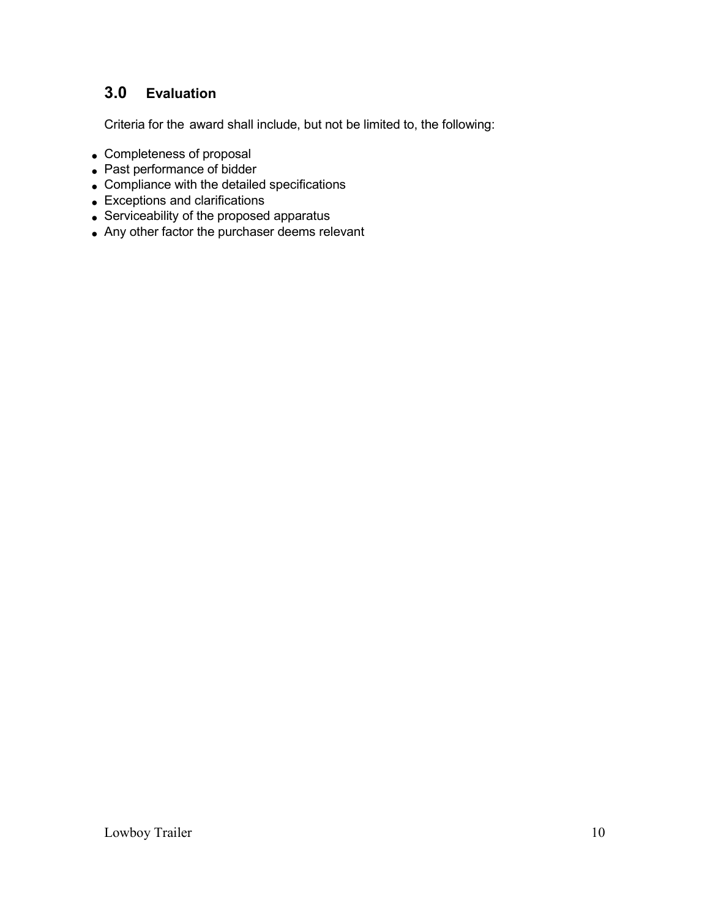## 3.0 Evaluation

Criteria for the award shall include, but not be limited to, the following:

- Completeness of proposal
- Past performance of bidder
- Compliance with the detailed specifications
- Exceptions and clarifications
- Serviceability of the proposed apparatus
- Any other factor the purchaser deems relevant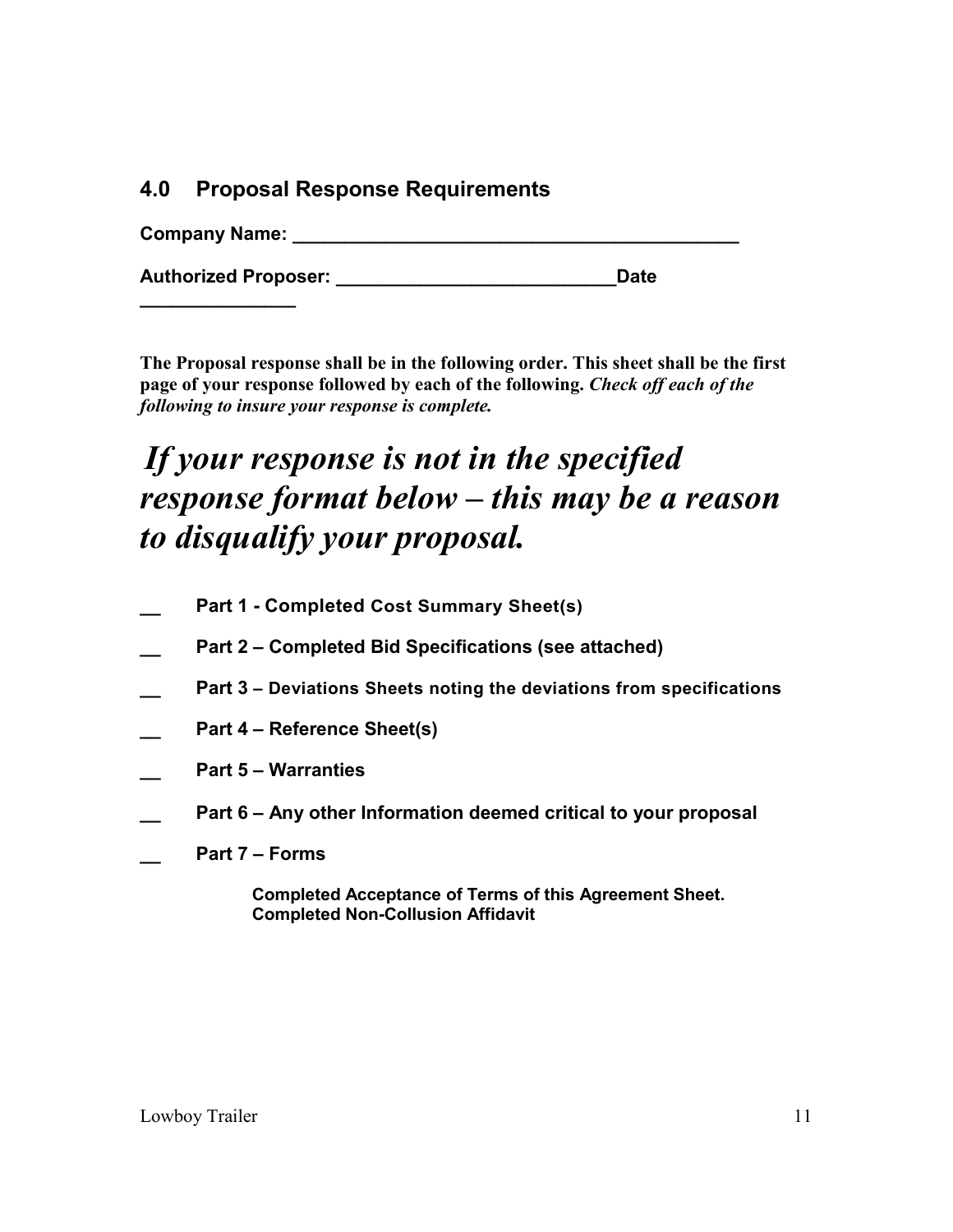## 4.0 Proposal Response Requirements

**Company Name: ____________________________________________**

**Authorized Proposer: ___________________________Date _______________**

**The Proposal response shall be in the following order. This sheet shall be the first page of your response followed by each of the following.** ***Check off each of the following to insure your response is complete.***

***If your response is not in the specified response format below – this may be a reason to disqualify your proposal.***

__ **Part 1 - Completed Cost Summary Sheet(s)**

__ **Part 2 – Completed Bid Specifications (see attached)**

__ **Part 3 – Deviations Sheets noting the deviations from specifications**

__ **Part 4 – Reference Sheet(s)**

__ **Part 5 – Warranties**

__ **Part 6 – Any other Information deemed critical to your proposal**

__ **Part 7 – Forms**

**Completed Acceptance of Terms of this Agreement Sheet.**
**Completed Non-Collusion Affidavit**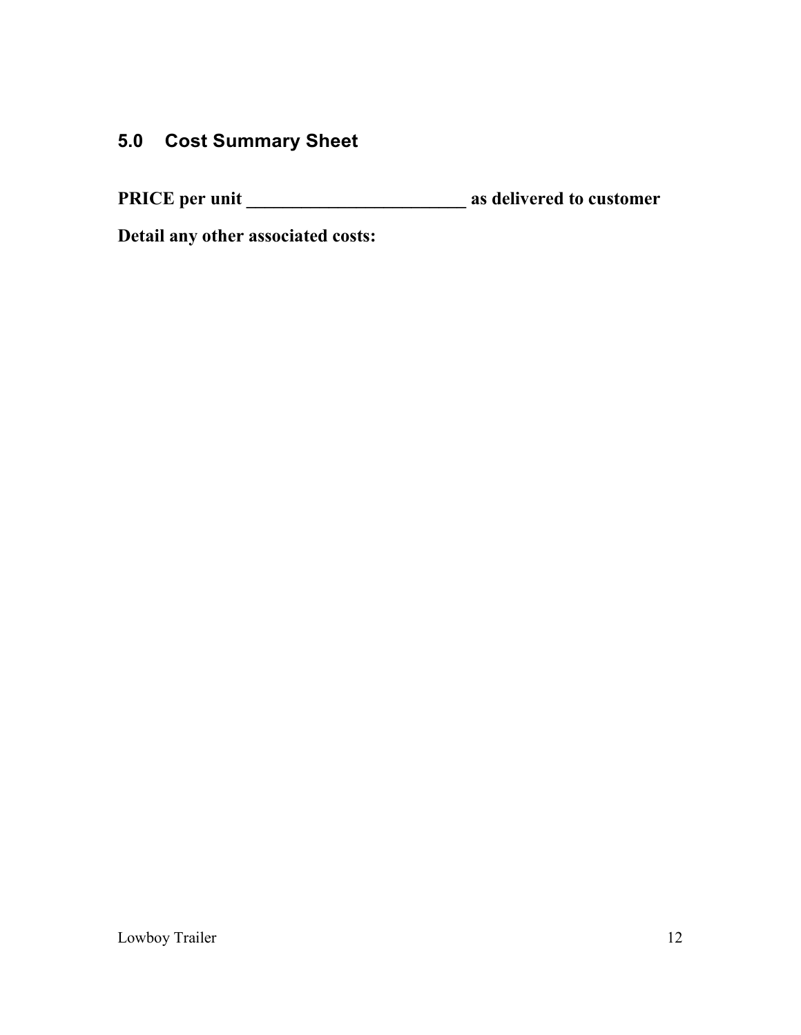## 5.0 Cost Summary Sheet

**PRICE per unit ________________________ as delivered to customer**

**Detail any other associated costs:**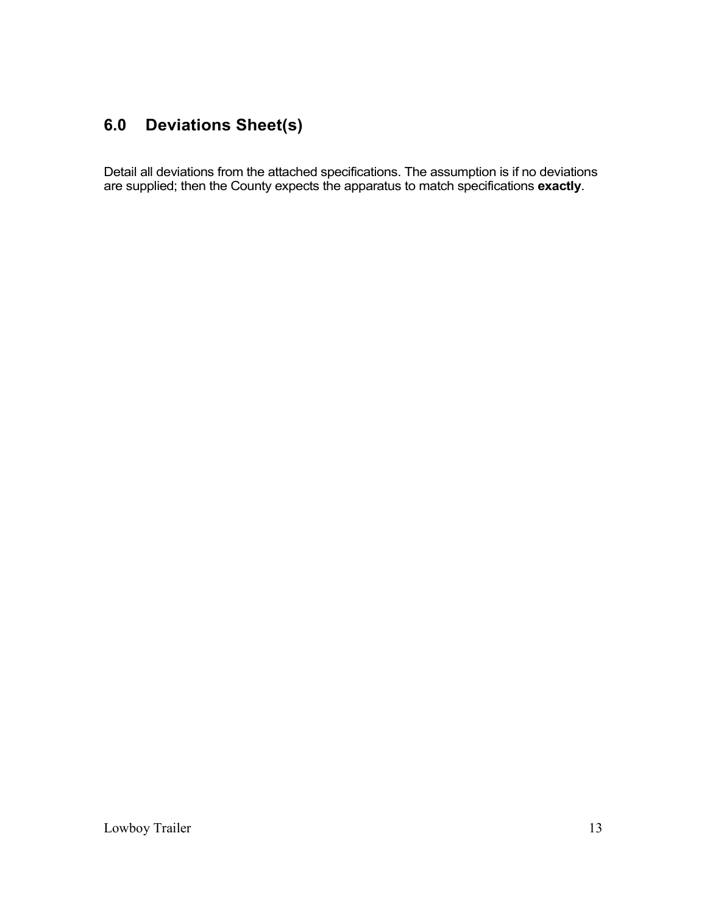## 6.0 Deviations Sheet(s)

Detail all deviations from the attached specifications. The assumption is if no deviations are supplied; then the County expects the apparatus to match specifications **exactly**.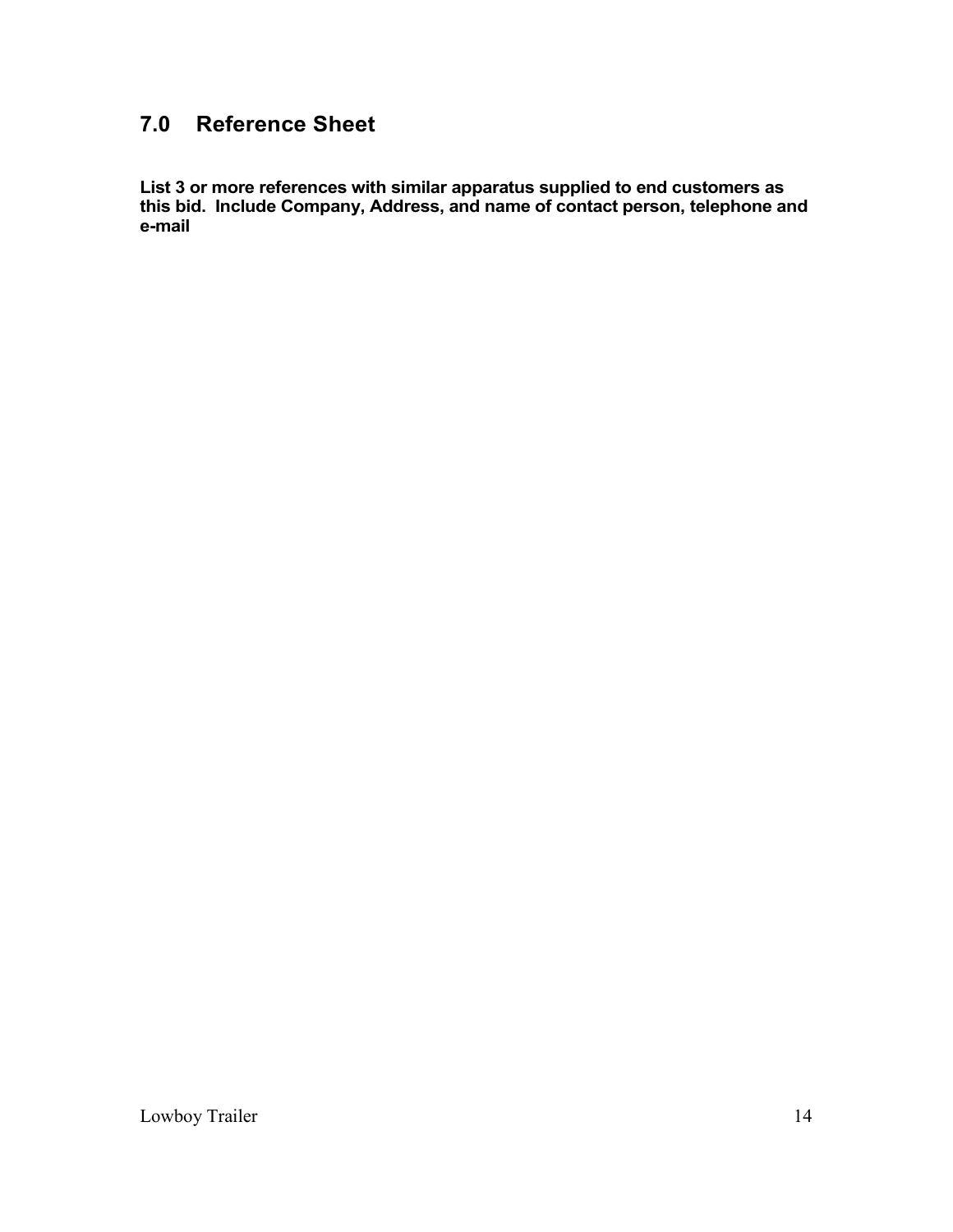## 7.0 Reference Sheet

**List 3 or more references with similar apparatus supplied to end customers as this bid. Include Company, Address, and name of contact person, telephone and e-mail**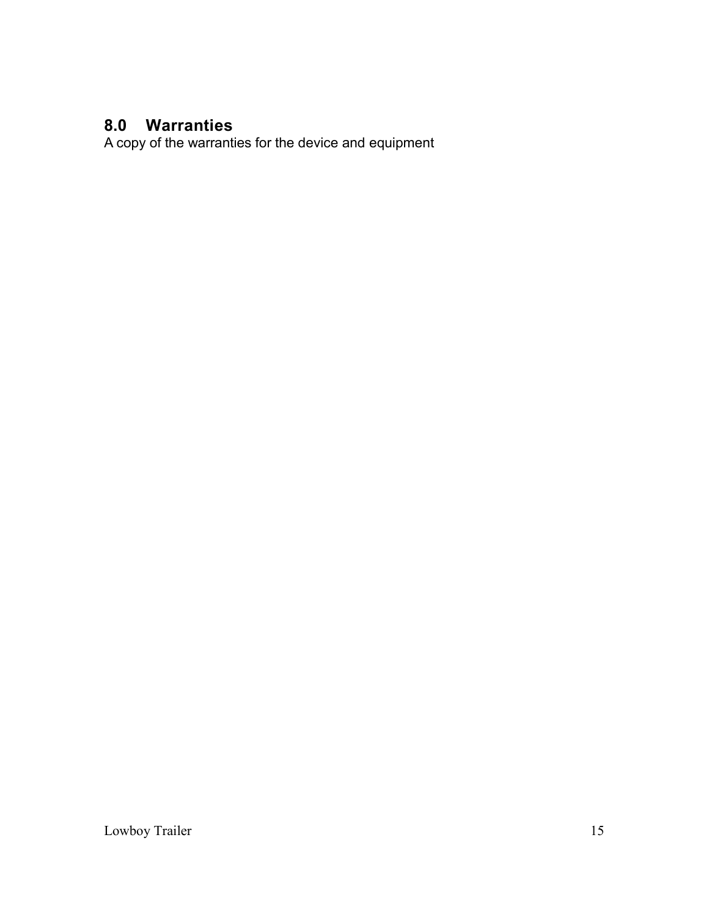## 8.0 Warranties

A copy of the warranties for the device and equipment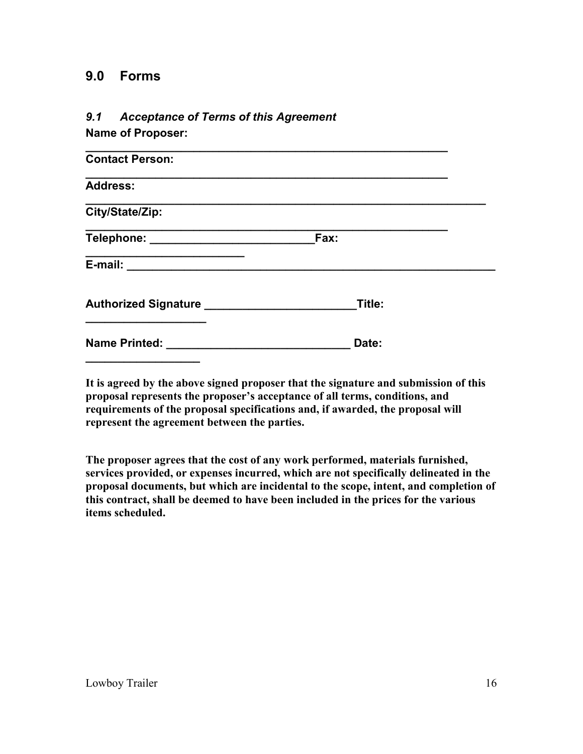## 9.0 Forms

### *9.1 Acceptance of Terms of this Agreement*

**Name of Proposer:**

**_____________________________________________________**

**Contact Person:**

**_____________________________________________________**

**Address:**

**___________________________________________________________**

**City/State/Zip:**

**_____________________________________________________**

**Telephone: _________________________Fax:**

**________________________**

**E-mail: _______________________________________________________**

**Authorized Signature _______________________Title:**

**__________________**

**Name Printed: ____________________________ Date:**

**_________________**

**It is agreed by the above signed proposer that the signature and submission of this proposal represents the proposer's acceptance of all terms, conditions, and requirements of the proposal specifications and, if awarded, the proposal will represent the agreement between the parties.**

**The proposer agrees that the cost of any work performed, materials furnished, services provided, or expenses incurred, which are not specifically delineated in the proposal documents, but which are incidental to the scope, intent, and completion of this contract, shall be deemed to have been included in the prices for the various items scheduled.**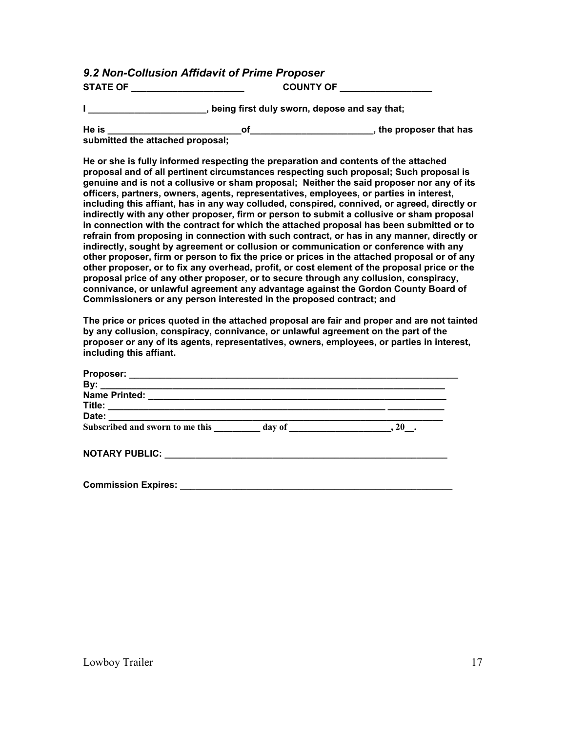### *9.2 Non-Collusion Affidavit of Prime Proposer*

**STATE OF ______________________ COUNTY OF __________________**

**I _______________________, being first duly sworn, depose and say that;**

**He is __________________________of________________________, the proposer that has submitted the attached proposal;**

**He or she is fully informed respecting the preparation and contents of the attached proposal and of all pertinent circumstances respecting such proposal; Such proposal is genuine and is not a collusive or sham proposal; Neither the said proposer nor any of its officers, partners, owners, agents, representatives, employees, or parties in interest, including this affiant, has in any way colluded, conspired, connived, or agreed, directly or indirectly with any other proposer, firm or person to submit a collusive or sham proposal in connection with the contract for which the attached proposal has been submitted or to refrain from proposing in connection with such contract, or has in any manner, directly or indirectly, sought by agreement or collusion or communication or conference with any other proposer, firm or person to fix the price or prices in the attached proposal or of any other proposer, or to fix any overhead, profit, or cost element of the proposal price or the proposal price of any other proposer, or to secure through any collusion, conspiracy, connivance, or unlawful agreement any advantage against the Gordon County Board of Commissioners or any person interested in the proposed contract; and**

**The price or prices quoted in the attached proposal are fair and proper and are not tainted by any collusion, conspiracy, connivance, or unlawful agreement on the part of the proposer or any of its agents, representatives, owners, employees, or parties in interest, including this affiant.**

**Proposer: _______________________________________________________________**
**By: ____________________________________________________________________**
**Name Printed: ___________________________________________________________**
**Title: _______________________________________________________ ___________**
**Date: __________________________________________________________________**
**Subscribed and sworn to me this __________ day of _____________________, 20__.**

**NOTARY PUBLIC: ___________________________________________________________**

**Commission Expires: _______________________________________________________**